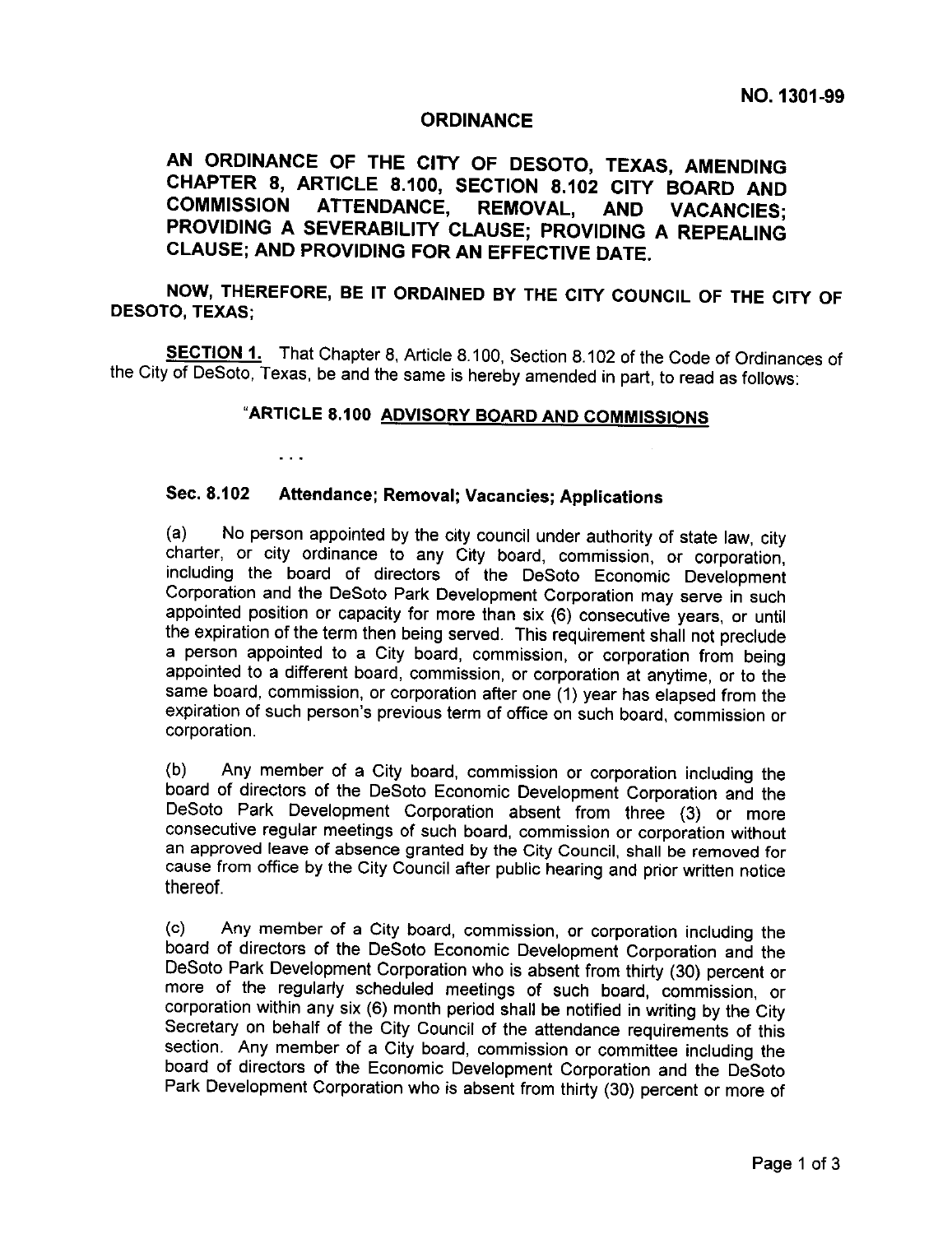NO. 1301-99

# ORDINANCE

**AN ORDINANCE OF THE CITY OF DESOTO, TEXAS, AMENDING CHAPTER 8, ARTICLE 8.100, SECTION 8.102 CITY BOARD AND COMMISSION ATTENDANCE, REMOVAL, AND VACANCIES; PROVIDING A SEVERABILITY CLAUSE; PROVIDING A REPEALING CLAUSE; AND PROVIDING FOR AN EFFECTIVE DATE.**

**NOW, THEREFORE, BE IT ORDAINED BY THE CITY COUNCIL OF THE CITY OF DESOTO, TEXAS;**

**SECTION 1.** That Chapter 8, Article 8.100, Section 8.102 of the Code of Ordinances of the City of DeSoto, Texas, be and the same is hereby amended in part, to read as follows:

## "ARTICLE 8.100 ADVISORY BOARD AND COMMISSIONS

. . .

### Sec. 8.102 Attendance; Removal; Vacancies; Applications

(a) No person appointed by the city council under authority of state law, city charter, or city ordinance to any City board, commission, or corporation, including the board of directors of the DeSoto Economic Development Corporation and the DeSoto Park Development Corporation may serve in such appointed position or capacity for more than six (6) consecutive years, or until the expiration of the term then being served. This requirement shall not preclude a person appointed to a City board, commission, or corporation from being appointed to a different board, commission, or corporation at anytime, or to the same board, commission, or corporation after one (1) year has elapsed from the expiration of such person's previous term of office on such board, commission or corporation.

(b) Any member of a City board, commission or corporation including the board of directors of the DeSoto Economic Development Corporation and the DeSoto Park Development Corporation absent from three (3) or more consecutive regular meetings of such board, commission or corporation without an approved leave of absence granted by the City Council, shall be removed for cause from office by the City Council after public hearing and prior written notice thereof.

(c) Any member of a City board, commission, or corporation including the board of directors of the DeSoto Economic Development Corporation and the DeSoto Park Development Corporation who is absent from thirty (30) percent or more of the regularly scheduled meetings of such board, commission, or corporation within any six (6) month period shall be notified in writing by the City Secretary on behalf of the City Council of the attendance requirements of this section. Any member of a City board, commission or committee including the board of directors of the Economic Development Corporation and the DeSoto Park Development Corporation who is absent from thirty (30) percent or more of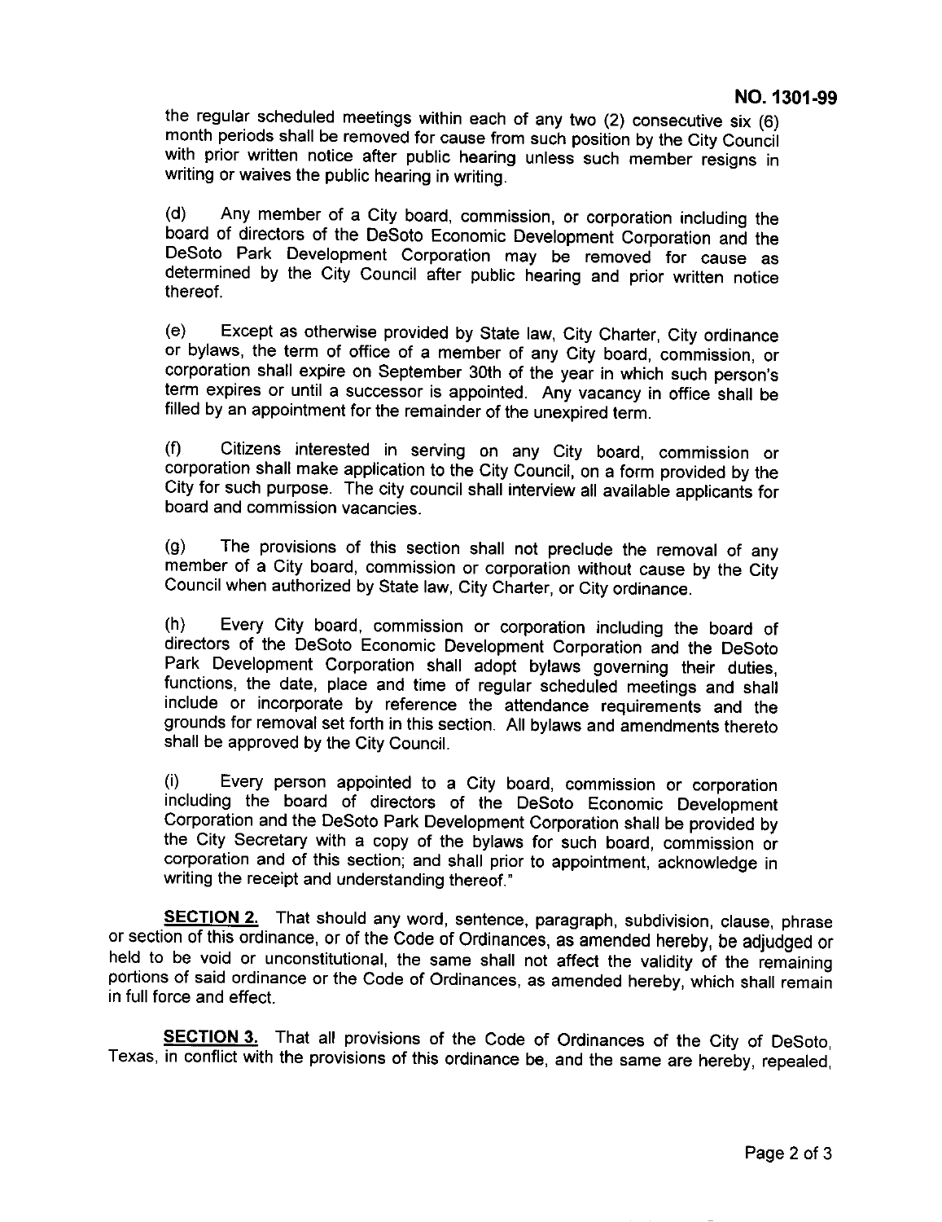the regular scheduled meetings within each of any two (2) consecutive six (6) month periods shall be removed for cause from such position by the City Council with prior written notice after public hearing unless such member resigns in writing or waives the public hearing in writing.

(d) Any member of a City board, commission, or corporation including the board of directors of the DeSoto Economic Development Corporation and the DeSoto Park Development Corporation may be removed for cause as determined by the City Council after public hearing and prior written notice thereof.

(e) Except as otherwise provided by State law, City Charter, City ordinance or bylaws, the term of office of a member of any City board, commission, or corporation shall expire on September 30th of the year in which such person's term expires or until a successor is appointed. Any vacancy in office shall be filled by an appointment for the remainder of the unexpired term.

(f) Citizens interested in serving on any City board, commission or corporation shall make application to the City Council, on a form provided by the City for such purpose. The city council shall interview all available applicants for board and commission vacancies.

(g) The provisions of this section shall not preclude the removal of any member of a City board, commission or corporation without cause by the City Council when authorized by State law, City Charter, or City ordinance.

(h) Every City board, commission or corporation including the board of directors of the DeSoto Economic Development Corporation and the DeSoto Park Development Corporation shall adopt bylaws governing their duties, functions, the date, place and time of regular scheduled meetings and shall include or incorporate by reference the attendance requirements and the grounds for removal set forth in this section. All bylaws and amendments thereto shall be approved by the City Council.

(i) Every person appointed to a City board, commission or corporation including the board of directors of the DeSoto Economic Development Corporation and the DeSoto Park Development Corporation shall be provided by the City Secretary with a copy of the bylaws for such board, commission or corporation and of this section; and shall prior to appointment, acknowledge in writing the receipt and understanding thereof."

**SECTION 2.** That should any word, sentence, paragraph, subdivision, clause, phrase or section of this ordinance, or of the Code of Ordinances, as amended hereby, be adjudged or held to be void or unconstitutional, the same shall not affect the validity of the remaining portions of said ordinance or the Code of Ordinances, as amended hereby, which shall remain in full force and effect.

**SECTION 3.** That all provisions of the Code of Ordinances of the City of DeSoto, Texas, in conflict with the provisions of this ordinance be, and the same are hereby, repealed,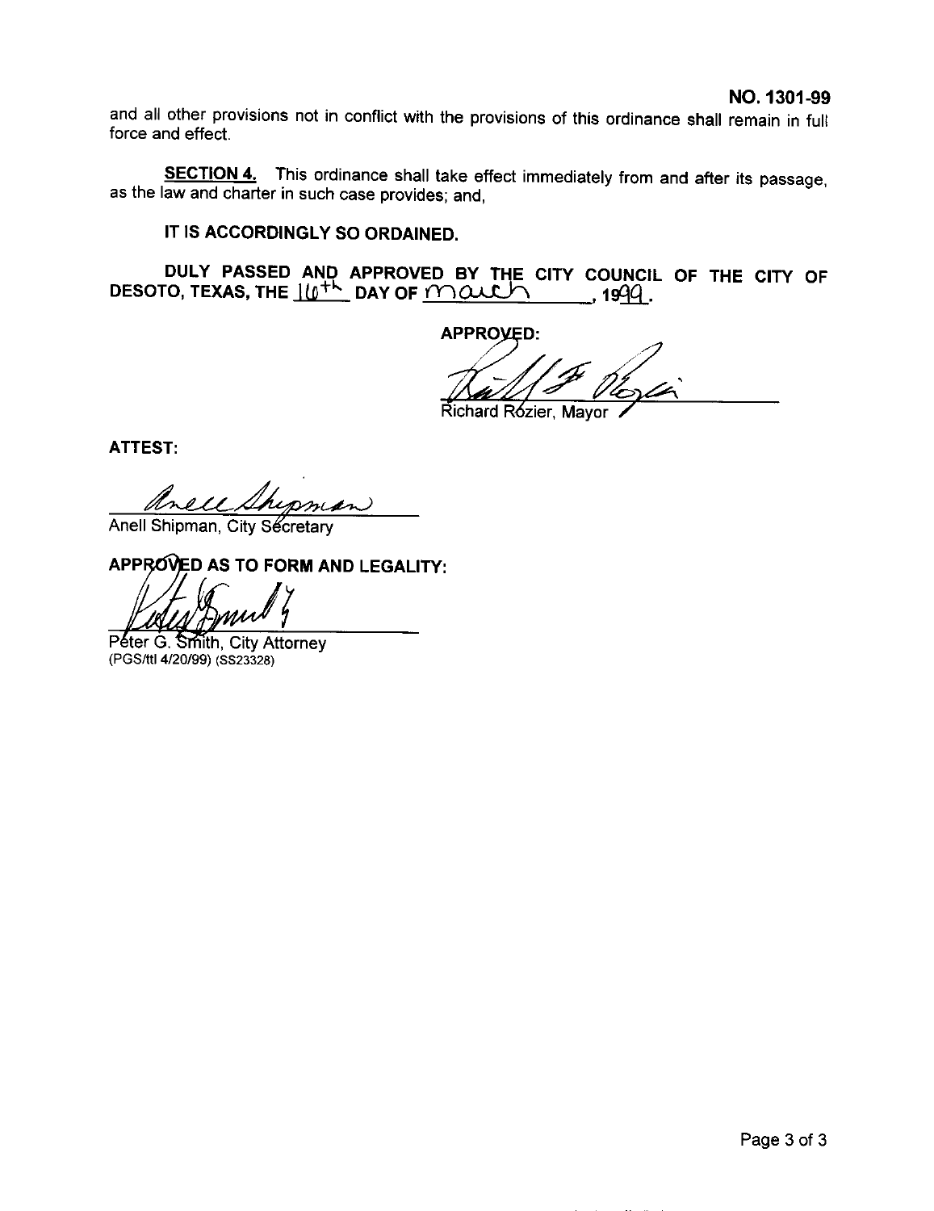**NO. 1301-99**

and all other provisions not in conflict with the provisions of this ordinance shall remain in full force and effect.

**SECTION 4.** This ordinance shall take effect immediately from and after its passage, as the law and charter in such case provides; and,

**IT IS ACCORDINGLY SO ORDAINED.**

**DULY PASSED AND APPROVED BY THE CITY COUNCIL OF THE CITY OF DESOTO, TEXAS, THE 16th DAY OF March, 1999.**

**APPROVED:**

Richard Rozier, Mayor

**ATTEST:**

Anell Shipman, City Secretary

**APPROVED AS TO FORM AND LEGALITY:**

Peter G. Smith, City Attorney
(PGS/ttl 4/20/99) (SS23328)